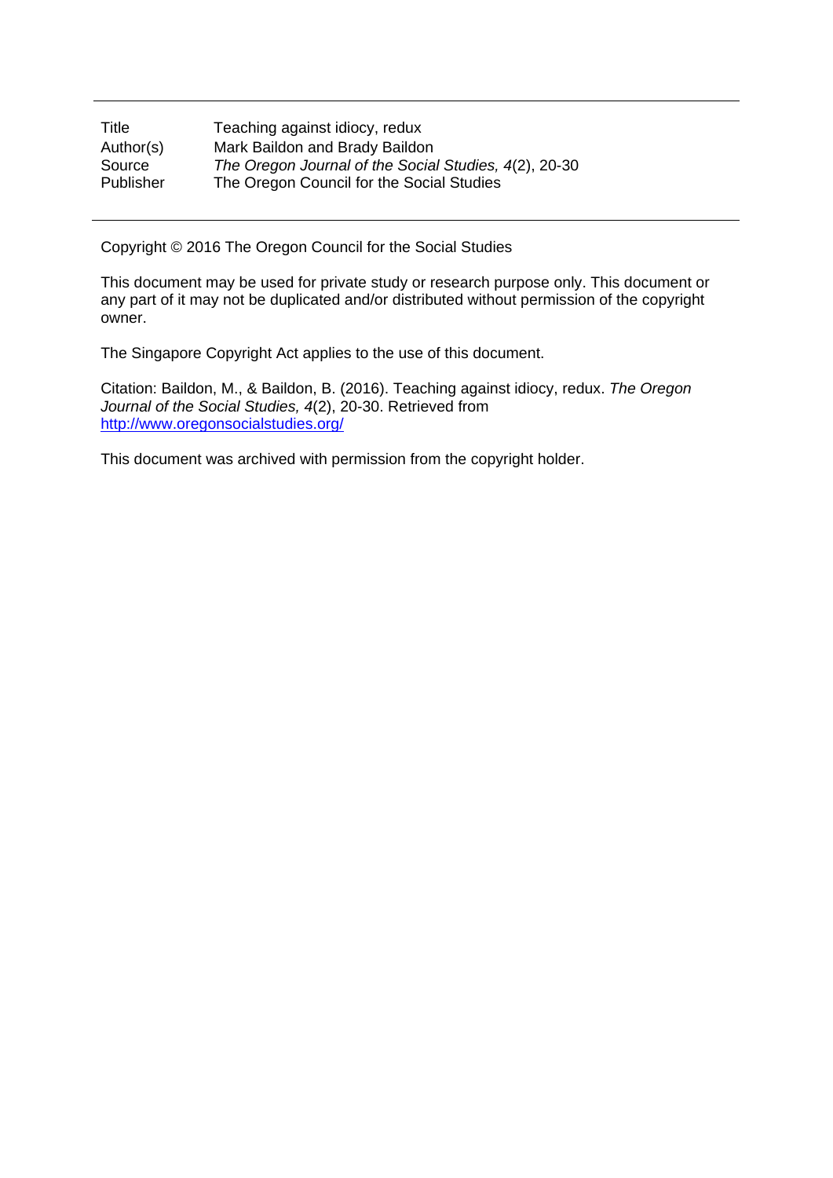| | |
|---|---|
| Title | Teaching against idiocy, redux |
| Author(s) | Mark Baildon and Brady Baildon |
| Source | *The Oregon Journal of the Social Studies, 4*(2), 20-30 |
| Publisher | The Oregon Council for the Social Studies |

Copyright © 2016 The Oregon Council for the Social Studies

This document may be used for private study or research purpose only. This document or any part of it may not be duplicated and/or distributed without permission of the copyright owner.

The Singapore Copyright Act applies to the use of this document.

Citation: Baildon, M., & Baildon, B. (2016). Teaching against idiocy, redux. *The Oregon Journal of the Social Studies, 4*(2), 20-30. Retrieved from http://www.oregonsocialstudies.org/

This document was archived with permission from the copyright holder.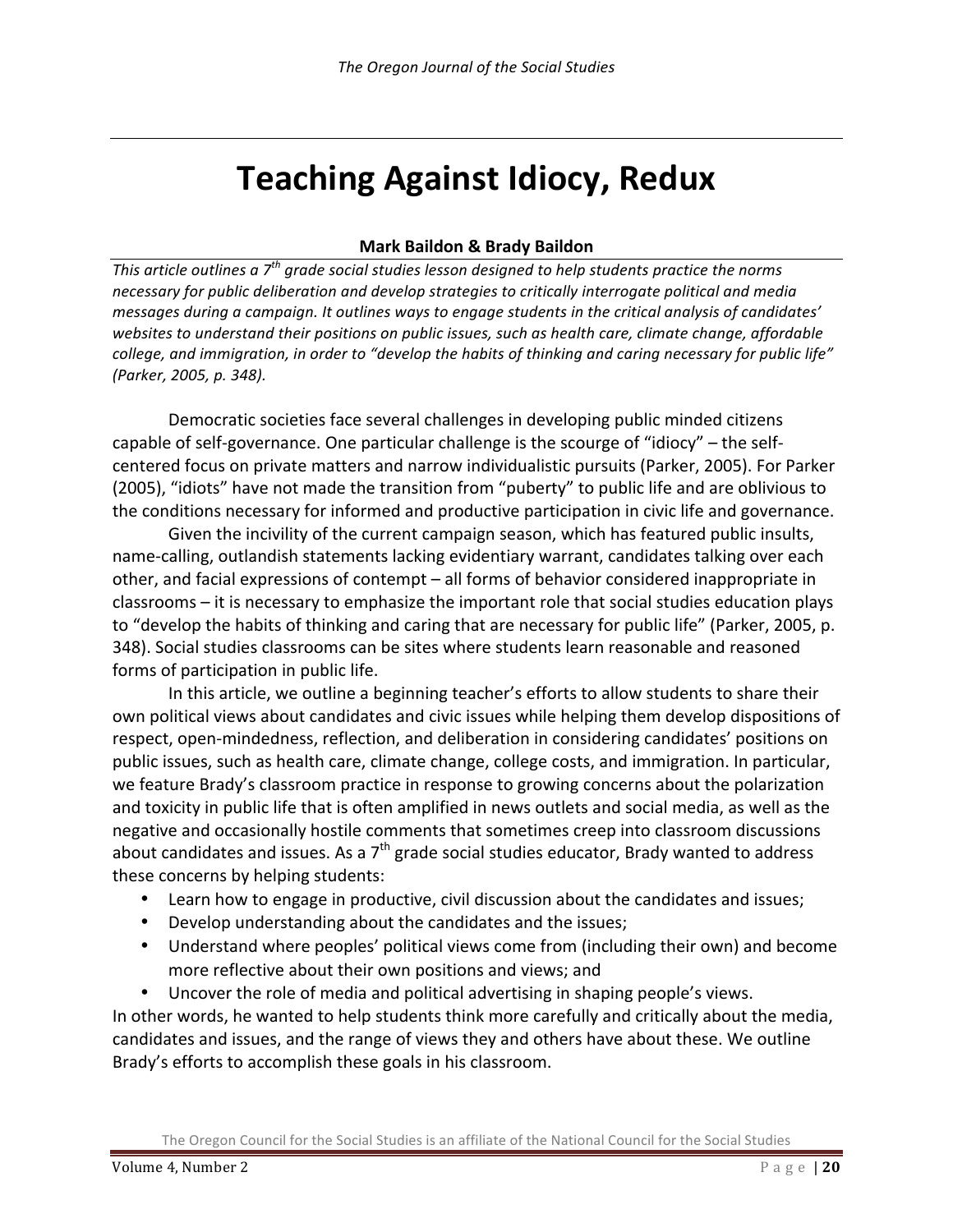# Teaching Against Idiocy, Redux

**Mark Baildon & Brady Baildon**

*This article outlines a 7th grade social studies lesson designed to help students practice the norms necessary for public deliberation and develop strategies to critically interrogate political and media messages during a campaign. It outlines ways to engage students in the critical analysis of candidates' websites to understand their positions on public issues, such as health care, climate change, affordable college, and immigration, in order to "develop the habits of thinking and caring necessary for public life" (Parker, 2005, p. 348).*

Democratic societies face several challenges in developing public minded citizens capable of self-governance. One particular challenge is the scourge of "idiocy" – the self-centered focus on private matters and narrow individualistic pursuits (Parker, 2005). For Parker (2005), "idiots" have not made the transition from "puberty" to public life and are oblivious to the conditions necessary for informed and productive participation in civic life and governance.

Given the incivility of the current campaign season, which has featured public insults, name-calling, outlandish statements lacking evidentiary warrant, candidates talking over each other, and facial expressions of contempt – all forms of behavior considered inappropriate in classrooms – it is necessary to emphasize the important role that social studies education plays to "develop the habits of thinking and caring that are necessary for public life" (Parker, 2005, p. 348). Social studies classrooms can be sites where students learn reasonable and reasoned forms of participation in public life.

In this article, we outline a beginning teacher's efforts to allow students to share their own political views about candidates and civic issues while helping them develop dispositions of respect, open-mindedness, reflection, and deliberation in considering candidates' positions on public issues, such as health care, climate change, college costs, and immigration. In particular, we feature Brady's classroom practice in response to growing concerns about the polarization and toxicity in public life that is often amplified in news outlets and social media, as well as the negative and occasionally hostile comments that sometimes creep into classroom discussions about candidates and issues. As a 7th grade social studies educator, Brady wanted to address these concerns by helping students:

- Learn how to engage in productive, civil discussion about the candidates and issues;
- Develop understanding about the candidates and the issues;
- Understand where peoples' political views come from (including their own) and become more reflective about their own positions and views; and
- Uncover the role of media and political advertising in shaping people's views.

In other words, he wanted to help students think more carefully and critically about the media, candidates and issues, and the range of views they and others have about these. We outline Brady's efforts to accomplish these goals in his classroom.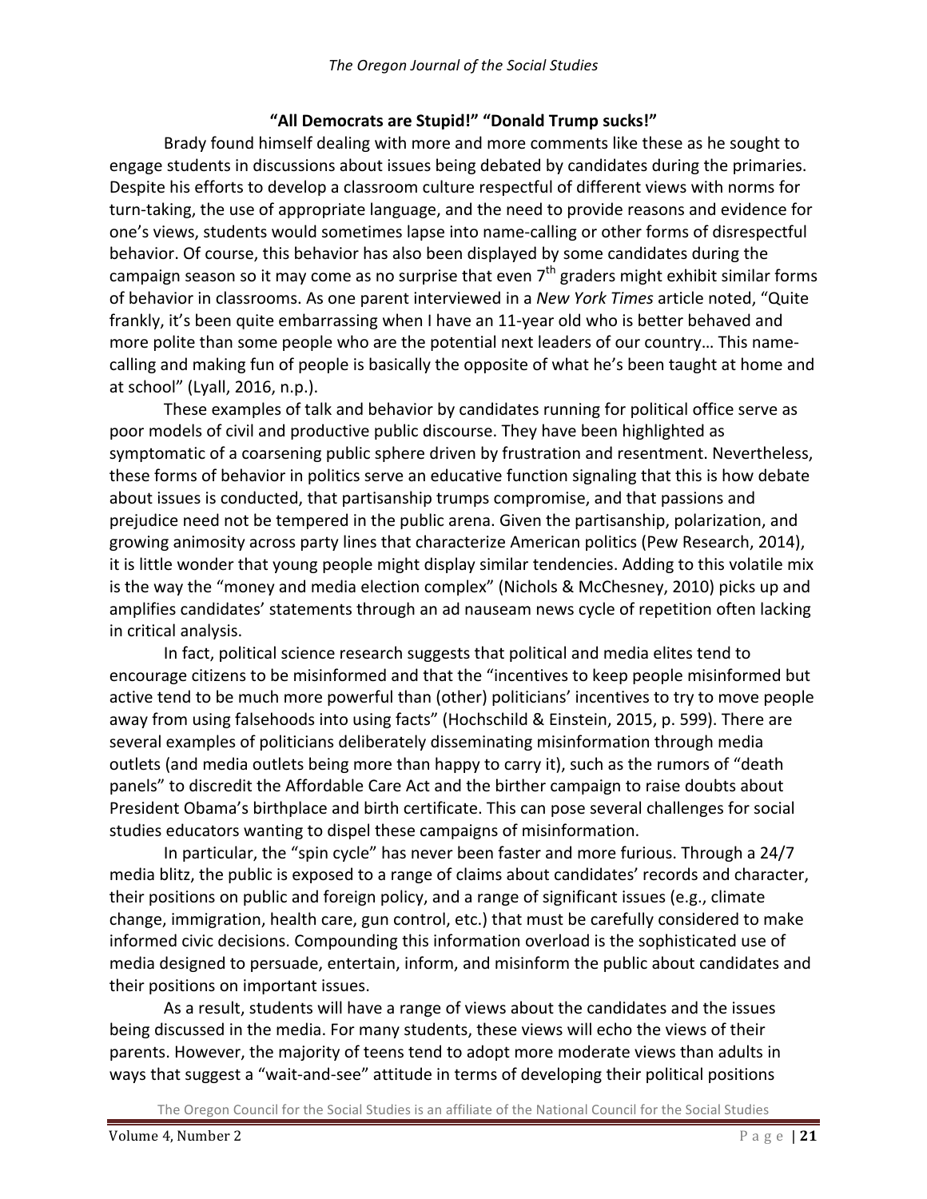**“All Democrats are Stupid!” “Donald Trump sucks!”**

Brady found himself dealing with more and more comments like these as he sought to engage students in discussions about issues being debated by candidates during the primaries. Despite his efforts to develop a classroom culture respectful of different views with norms for turn-taking, the use of appropriate language, and the need to provide reasons and evidence for one’s views, students would sometimes lapse into name-calling or other forms of disrespectful behavior. Of course, this behavior has also been displayed by some candidates during the campaign season so it may come as no surprise that even 7th graders might exhibit similar forms of behavior in classrooms. As one parent interviewed in a *New York Times* article noted, “Quite frankly, it’s been quite embarrassing when I have an 11-year old who is better behaved and more polite than some people who are the potential next leaders of our country… This name-calling and making fun of people is basically the opposite of what he’s been taught at home and at school” (Lyall, 2016, n.p.).

These examples of talk and behavior by candidates running for political office serve as poor models of civil and productive public discourse. They have been highlighted as symptomatic of a coarsening public sphere driven by frustration and resentment. Nevertheless, these forms of behavior in politics serve an educative function signaling that this is how debate about issues is conducted, that partisanship trumps compromise, and that passions and prejudice need not be tempered in the public arena. Given the partisanship, polarization, and growing animosity across party lines that characterize American politics (Pew Research, 2014), it is little wonder that young people might display similar tendencies. Adding to this volatile mix is the way the “money and media election complex” (Nichols & McChesney, 2010) picks up and amplifies candidates’ statements through an ad nauseam news cycle of repetition often lacking in critical analysis.

In fact, political science research suggests that political and media elites tend to encourage citizens to be misinformed and that the “incentives to keep people misinformed but active tend to be much more powerful than (other) politicians’ incentives to try to move people away from using falsehoods into using facts” (Hochschild & Einstein, 2015, p. 599). There are several examples of politicians deliberately disseminating misinformation through media outlets (and media outlets being more than happy to carry it), such as the rumors of “death panels” to discredit the Affordable Care Act and the birther campaign to raise doubts about President Obama’s birthplace and birth certificate. This can pose several challenges for social studies educators wanting to dispel these campaigns of misinformation.

In particular, the “spin cycle” has never been faster and more furious. Through a 24/7 media blitz, the public is exposed to a range of claims about candidates’ records and character, their positions on public and foreign policy, and a range of significant issues (e.g., climate change, immigration, health care, gun control, etc.) that must be carefully considered to make informed civic decisions. Compounding this information overload is the sophisticated use of media designed to persuade, entertain, inform, and misinform the public about candidates and their positions on important issues.

As a result, students will have a range of views about the candidates and the issues being discussed in the media. For many students, these views will echo the views of their parents. However, the majority of teens tend to adopt more moderate views than adults in ways that suggest a “wait-and-see” attitude in terms of developing their political positions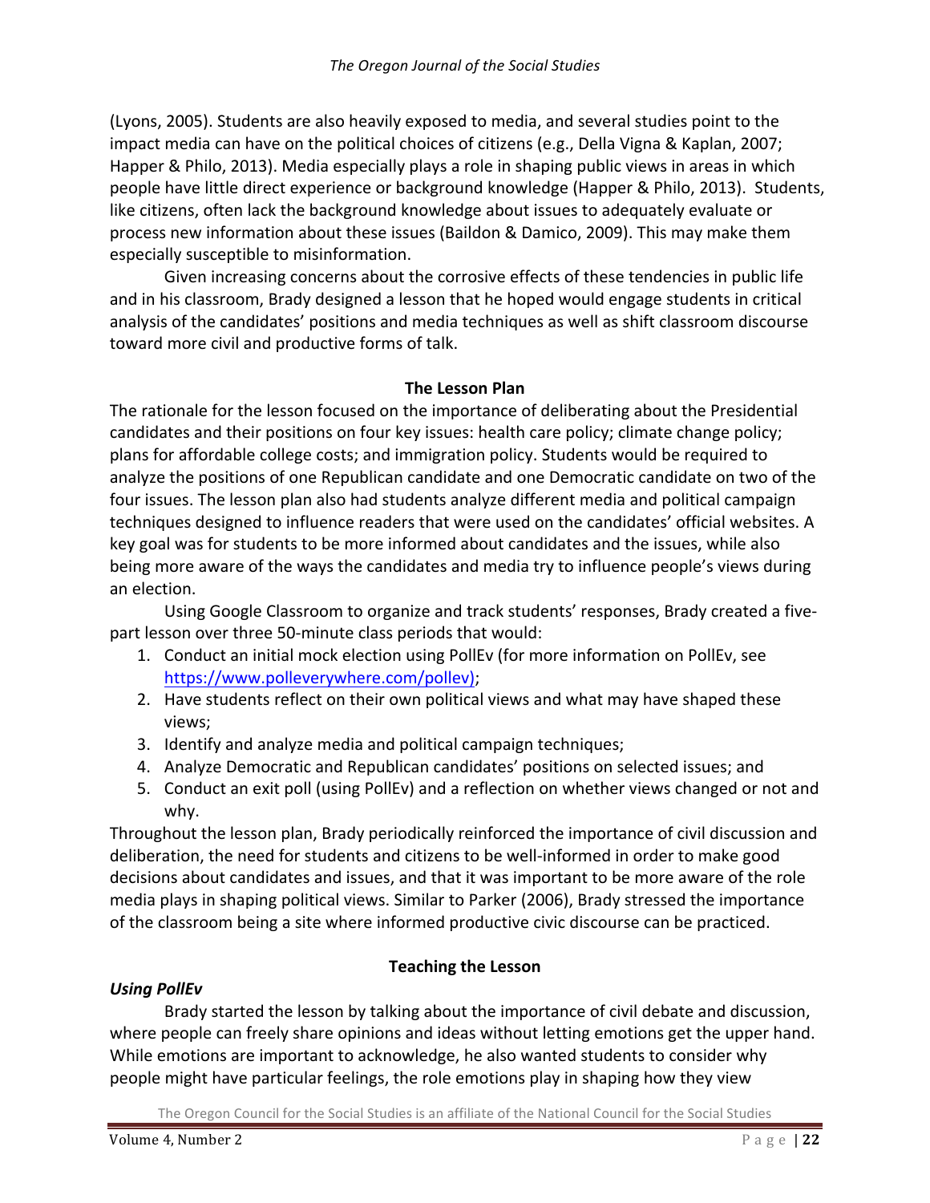(Lyons, 2005). Students are also heavily exposed to media, and several studies point to the impact media can have on the political choices of citizens (e.g., Della Vigna & Kaplan, 2007; Happer & Philo, 2013). Media especially plays a role in shaping public views in areas in which people have little direct experience or background knowledge (Happer & Philo, 2013). Students, like citizens, often lack the background knowledge about issues to adequately evaluate or process new information about these issues (Baildon & Damico, 2009). This may make them especially susceptible to misinformation.

Given increasing concerns about the corrosive effects of these tendencies in public life and in his classroom, Brady designed a lesson that he hoped would engage students in critical analysis of the candidates' positions and media techniques as well as shift classroom discourse toward more civil and productive forms of talk.

## The Lesson Plan

The rationale for the lesson focused on the importance of deliberating about the Presidential candidates and their positions on four key issues: health care policy; climate change policy; plans for affordable college costs; and immigration policy. Students would be required to analyze the positions of one Republican candidate and one Democratic candidate on two of the four issues. The lesson plan also had students analyze different media and political campaign techniques designed to influence readers that were used on the candidates' official websites. A key goal was for students to be more informed about candidates and the issues, while also being more aware of the ways the candidates and media try to influence people's views during an election.

Using Google Classroom to organize and track students' responses, Brady created a five-part lesson over three 50-minute class periods that would:

1. Conduct an initial mock election using PollEv (for more information on PollEv, see https://www.polleverywhere.com/pollev);
2. Have students reflect on their own political views and what may have shaped these views;
3. Identify and analyze media and political campaign techniques;
4. Analyze Democratic and Republican candidates' positions on selected issues; and
5. Conduct an exit poll (using PollEv) and a reflection on whether views changed or not and why.

Throughout the lesson plan, Brady periodically reinforced the importance of civil discussion and deliberation, the need for students and citizens to be well-informed in order to make good decisions about candidates and issues, and that it was important to be more aware of the role media plays in shaping political views. Similar to Parker (2006), Brady stressed the importance of the classroom being a site where informed productive civic discourse can be practiced.

## Teaching the Lesson

### *Using PollEv*

Brady started the lesson by talking about the importance of civil debate and discussion, where people can freely share opinions and ideas without letting emotions get the upper hand. While emotions are important to acknowledge, he also wanted students to consider why people might have particular feelings, the role emotions play in shaping how they view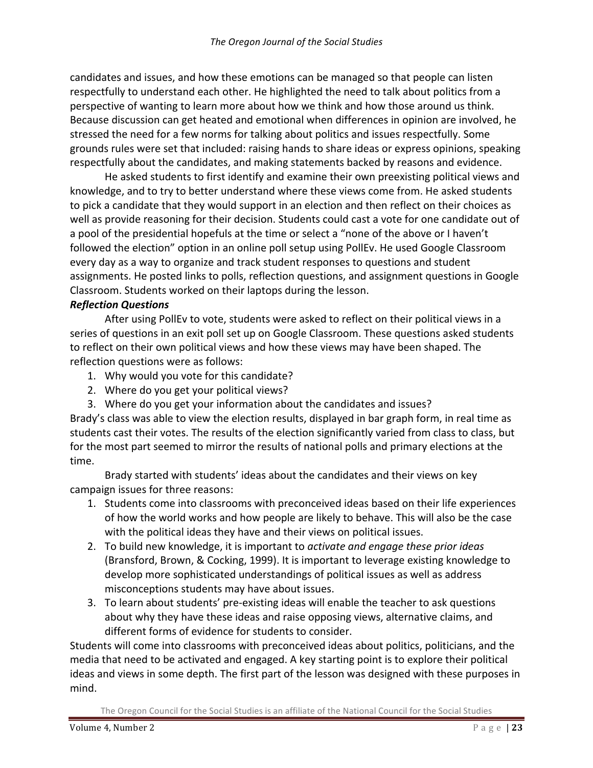candidates and issues, and how these emotions can be managed so that people can listen respectfully to understand each other. He highlighted the need to talk about politics from a perspective of wanting to learn more about how we think and how those around us think. Because discussion can get heated and emotional when differences in opinion are involved, he stressed the need for a few norms for talking about politics and issues respectfully. Some grounds rules were set that included: raising hands to share ideas or express opinions, speaking respectfully about the candidates, and making statements backed by reasons and evidence.

He asked students to first identify and examine their own preexisting political views and knowledge, and to try to better understand where these views come from. He asked students to pick a candidate that they would support in an election and then reflect on their choices as well as provide reasoning for their decision. Students could cast a vote for one candidate out of a pool of the presidential hopefuls at the time or select a "none of the above or I haven't followed the election" option in an online poll setup using PollEv. He used Google Classroom every day as a way to organize and track student responses to questions and student assignments. He posted links to polls, reflection questions, and assignment questions in Google Classroom. Students worked on their laptops during the lesson.

***Reflection Questions***

After using PollEv to vote, students were asked to reflect on their political views in a series of questions in an exit poll set up on Google Classroom. These questions asked students to reflect on their own political views and how these views may have been shaped. The reflection questions were as follows:

1. Why would you vote for this candidate?
2. Where do you get your political views?
3. Where do you get your information about the candidates and issues?

Brady's class was able to view the election results, displayed in bar graph form, in real time as students cast their votes. The results of the election significantly varied from class to class, but for the most part seemed to mirror the results of national polls and primary elections at the time.

Brady started with students' ideas about the candidates and their views on key campaign issues for three reasons:

1. Students come into classrooms with preconceived ideas based on their life experiences of how the world works and how people are likely to behave. This will also be the case with the political ideas they have and their views on political issues.
2. To build new knowledge, it is important to *activate and engage these prior ideas* (Bransford, Brown, & Cocking, 1999). It is important to leverage existing knowledge to develop more sophisticated understandings of political issues as well as address misconceptions students may have about issues.
3. To learn about students' pre-existing ideas will enable the teacher to ask questions about why they have these ideas and raise opposing views, alternative claims, and different forms of evidence for students to consider.

Students will come into classrooms with preconceived ideas about politics, politicians, and the media that need to be activated and engaged. A key starting point is to explore their political ideas and views in some depth. The first part of the lesson was designed with these purposes in mind.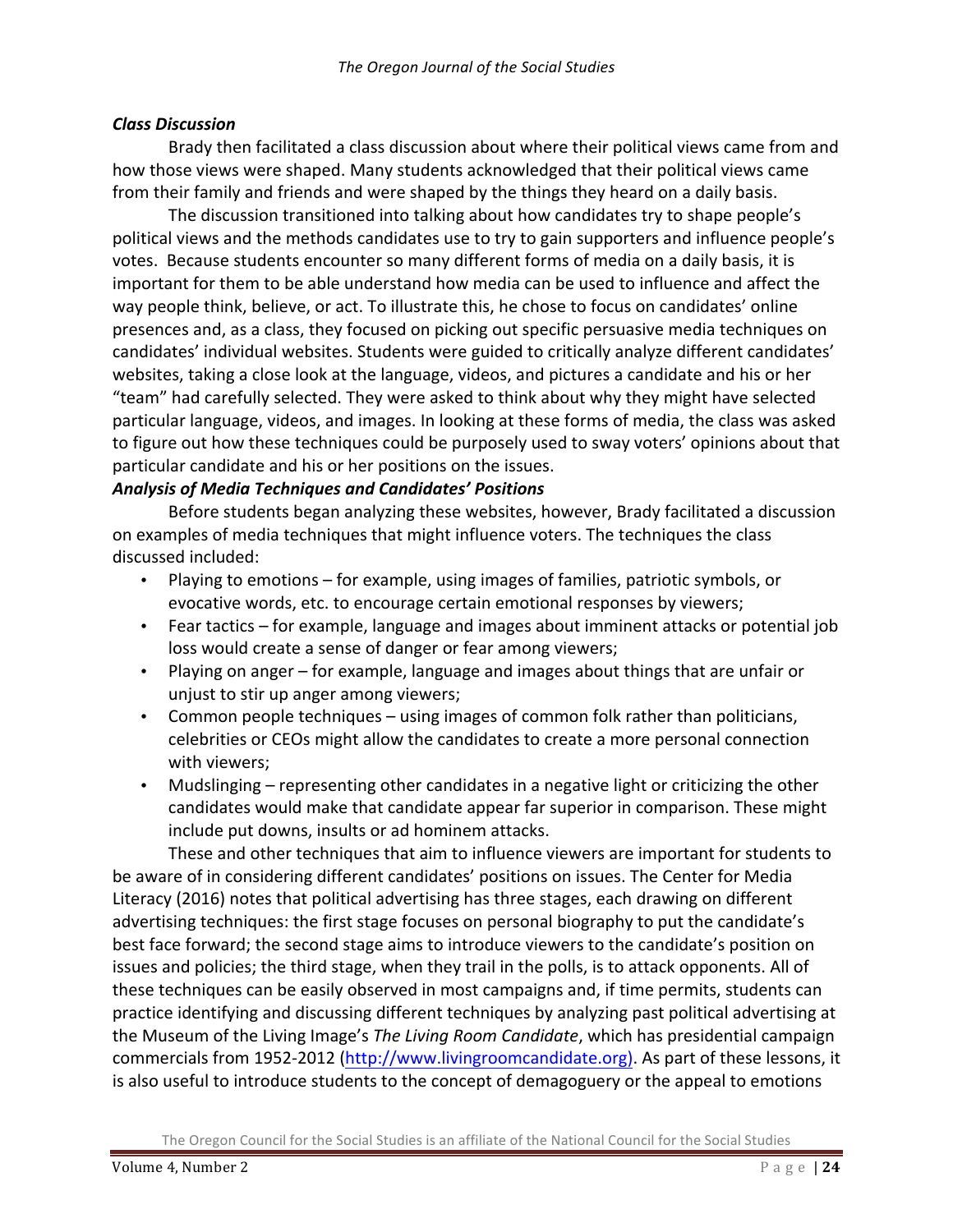### *Class Discussion*

Brady then facilitated a class discussion about where their political views came from and how those views were shaped. Many students acknowledged that their political views came from their family and friends and were shaped by the things they heard on a daily basis.

The discussion transitioned into talking about how candidates try to shape people's political views and the methods candidates use to try to gain supporters and influence people's votes. Because students encounter so many different forms of media on a daily basis, it is important for them to be able understand how media can be used to influence and affect the way people think, believe, or act. To illustrate this, he chose to focus on candidates' online presences and, as a class, they focused on picking out specific persuasive media techniques on candidates' individual websites. Students were guided to critically analyze different candidates' websites, taking a close look at the language, videos, and pictures a candidate and his or her "team" had carefully selected. They were asked to think about why they might have selected particular language, videos, and images. In looking at these forms of media, the class was asked to figure out how these techniques could be purposely used to sway voters' opinions about that particular candidate and his or her positions on the issues.

### *Analysis of Media Techniques and Candidates' Positions*

Before students began analyzing these websites, however, Brady facilitated a discussion on examples of media techniques that might influence voters. The techniques the class discussed included:

- Playing to emotions – for example, using images of families, patriotic symbols, or evocative words, etc. to encourage certain emotional responses by viewers;
- Fear tactics – for example, language and images about imminent attacks or potential job loss would create a sense of danger or fear among viewers;
- Playing on anger – for example, language and images about things that are unfair or unjust to stir up anger among viewers;
- Common people techniques – using images of common folk rather than politicians, celebrities or CEOs might allow the candidates to create a more personal connection with viewers;
- Mudslinging – representing other candidates in a negative light or criticizing the other candidates would make that candidate appear far superior in comparison. These might include put downs, insults or ad hominem attacks.

These and other techniques that aim to influence viewers are important for students to be aware of in considering different candidates' positions on issues. The Center for Media Literacy (2016) notes that political advertising has three stages, each drawing on different advertising techniques: the first stage focuses on personal biography to put the candidate's best face forward; the second stage aims to introduce viewers to the candidate's position on issues and policies; the third stage, when they trail in the polls, is to attack opponents. All of these techniques can be easily observed in most campaigns and, if time permits, students can practice identifying and discussing different techniques by analyzing past political advertising at the Museum of the Living Image's *The Living Room Candidate*, which has presidential campaign commercials from 1952-2012 (http://www.livingroomcandidate.org). As part of these lessons, it is also useful to introduce students to the concept of demagoguery or the appeal to emotions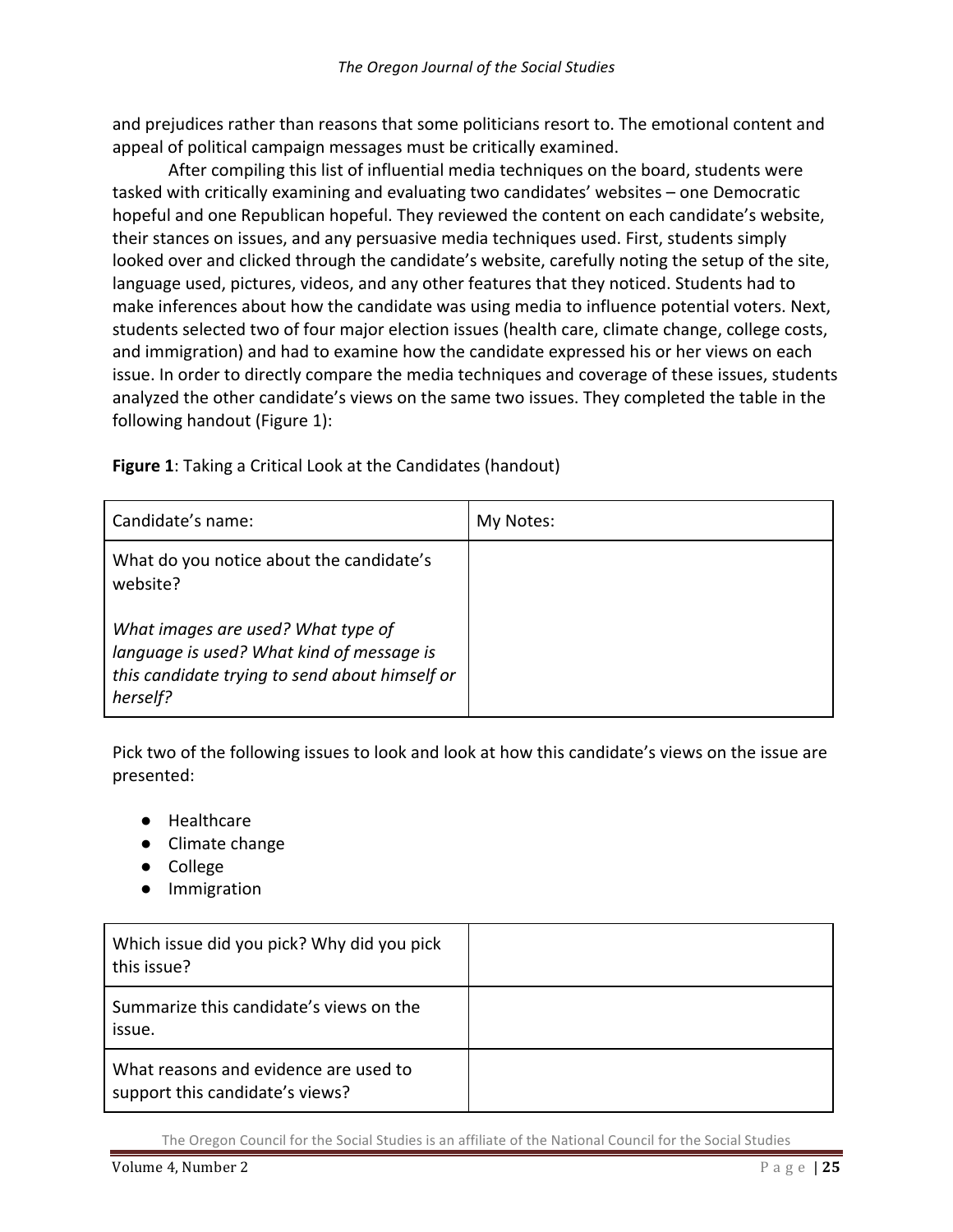and prejudices rather than reasons that some politicians resort to. The emotional content and appeal of political campaign messages must be critically examined.

After compiling this list of influential media techniques on the board, students were tasked with critically examining and evaluating two candidates' websites – one Democratic hopeful and one Republican hopeful. They reviewed the content on each candidate's website, their stances on issues, and any persuasive media techniques used. First, students simply looked over and clicked through the candidate's website, carefully noting the setup of the site, language used, pictures, videos, and any other features that they noticed. Students had to make inferences about how the candidate was using media to influence potential voters. Next, students selected two of four major election issues (health care, climate change, college costs, and immigration) and had to examine how the candidate expressed his or her views on each issue. In order to directly compare the media techniques and coverage of these issues, students analyzed the other candidate's views on the same two issues. They completed the table in the following handout (Figure 1):

**Figure 1**: Taking a Critical Look at the Candidates (handout)

| Candidate's name: | My Notes: |
| --- | --- |
| What do you notice about the candidate's website?<br><br>*What images are used? What type of language is used? What kind of message is this candidate trying to send about himself or herself?* | |

Pick two of the following issues to look and look at how this candidate's views on the issue are presented:

- Healthcare
- Climate change
- College
- Immigration

| | |
| --- | --- |
| Which issue did you pick? Why did you pick this issue? | |
| Summarize this candidate's views on the issue. | |
| What reasons and evidence are used to support this candidate's views? | |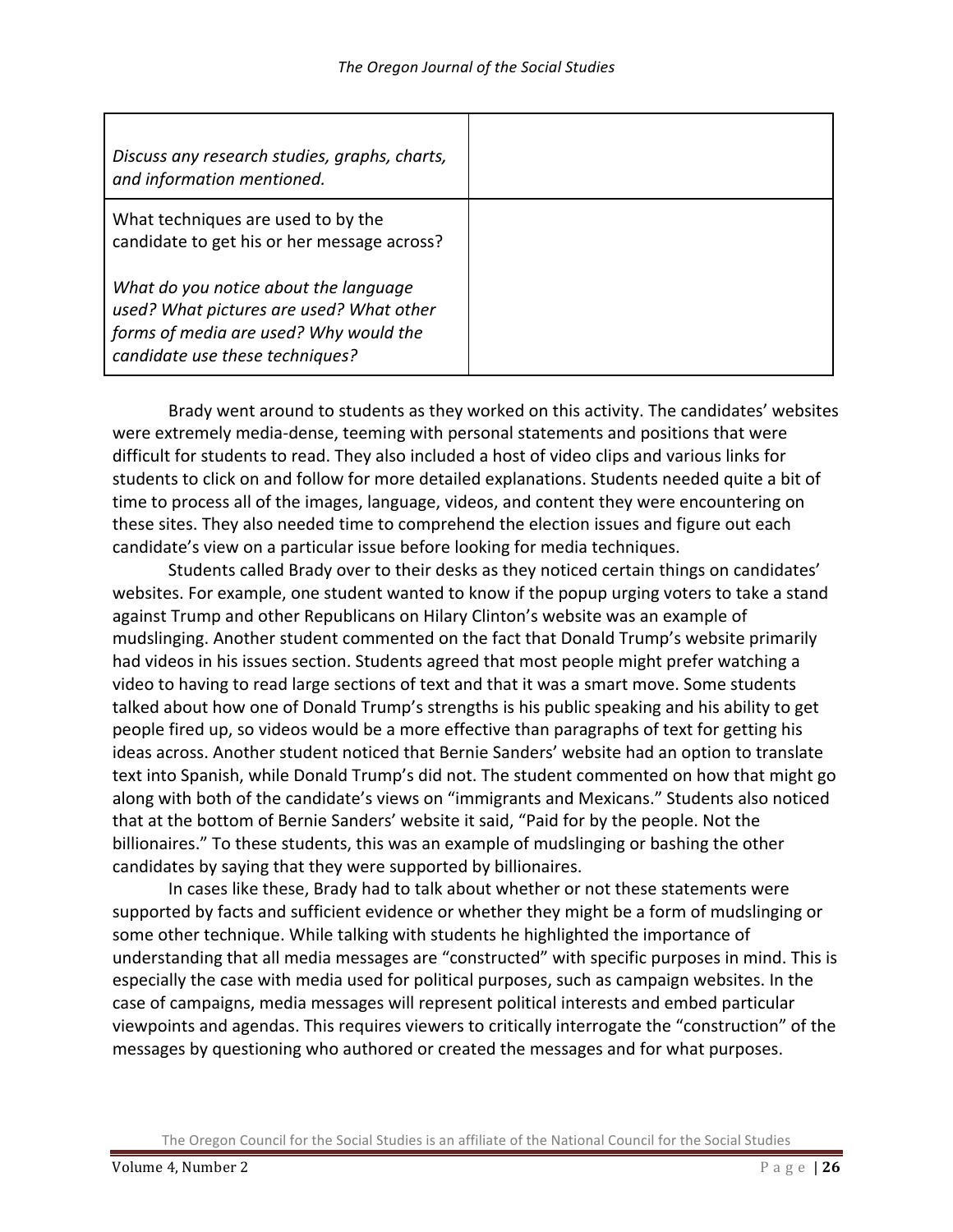| | |
|---|---|
| *Discuss any research studies, graphs, charts, and information mentioned.* | |
| What techniques are used to by the candidate to get his or her message across?<br><br>*What do you notice about the language used? What pictures are used? What other forms of media are used? Why would the candidate use these techniques?* | |

Brady went around to students as they worked on this activity. The candidates' websites were extremely media-dense, teeming with personal statements and positions that were difficult for students to read. They also included a host of video clips and various links for students to click on and follow for more detailed explanations. Students needed quite a bit of time to process all of the images, language, videos, and content they were encountering on these sites. They also needed time to comprehend the election issues and figure out each candidate's view on a particular issue before looking for media techniques.

Students called Brady over to their desks as they noticed certain things on candidates' websites. For example, one student wanted to know if the popup urging voters to take a stand against Trump and other Republicans on Hilary Clinton's website was an example of mudslinging. Another student commented on the fact that Donald Trump's website primarily had videos in his issues section. Students agreed that most people might prefer watching a video to having to read large sections of text and that it was a smart move. Some students talked about how one of Donald Trump's strengths is his public speaking and his ability to get people fired up, so videos would be a more effective than paragraphs of text for getting his ideas across. Another student noticed that Bernie Sanders' website had an option to translate text into Spanish, while Donald Trump's did not. The student commented on how that might go along with both of the candidate's views on "immigrants and Mexicans." Students also noticed that at the bottom of Bernie Sanders' website it said, "Paid for by the people. Not the billionaires." To these students, this was an example of mudslinging or bashing the other candidates by saying that they were supported by billionaires.

In cases like these, Brady had to talk about whether or not these statements were supported by facts and sufficient evidence or whether they might be a form of mudslinging or some other technique. While talking with students he highlighted the importance of understanding that all media messages are "constructed" with specific purposes in mind. This is especially the case with media used for political purposes, such as campaign websites. In the case of campaigns, media messages will represent political interests and embed particular viewpoints and agendas. This requires viewers to critically interrogate the "construction" of the messages by questioning who authored or created the messages and for what purposes.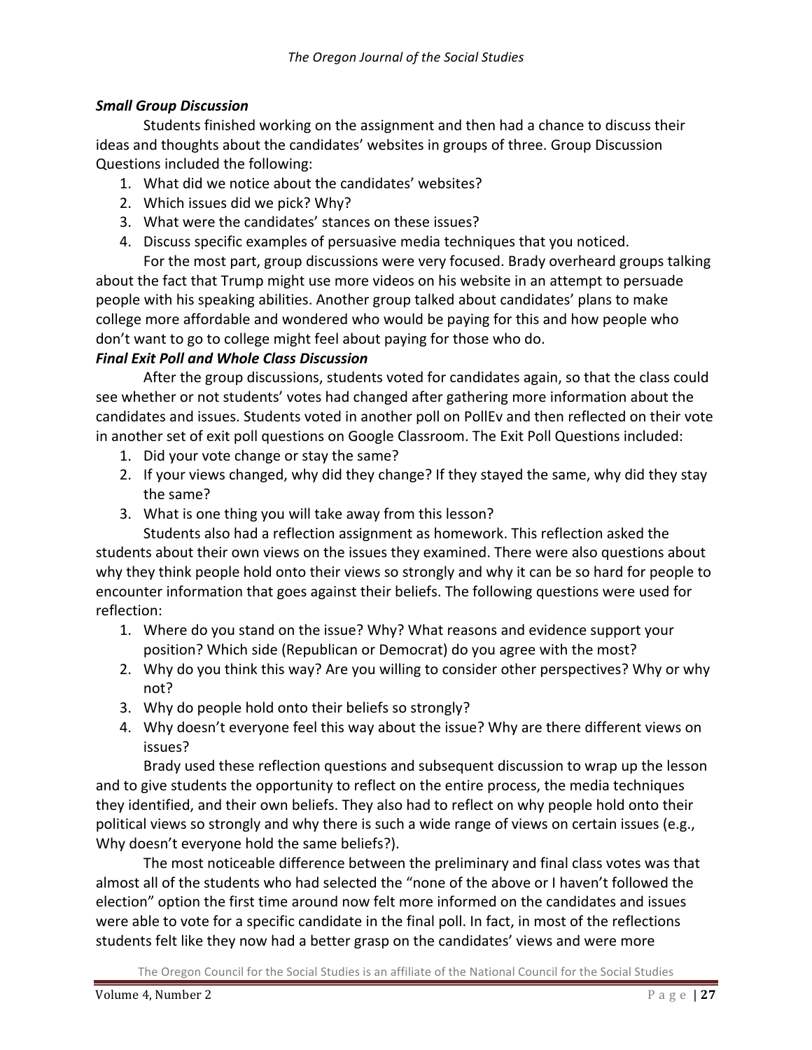***Small Group Discussion***

Students finished working on the assignment and then had a chance to discuss their ideas and thoughts about the candidates' websites in groups of three. Group Discussion Questions included the following:

1. What did we notice about the candidates' websites?
2. Which issues did we pick? Why?
3. What were the candidates' stances on these issues?
4. Discuss specific examples of persuasive media techniques that you noticed.

For the most part, group discussions were very focused. Brady overheard groups talking about the fact that Trump might use more videos on his website in an attempt to persuade people with his speaking abilities. Another group talked about candidates' plans to make college more affordable and wondered who would be paying for this and how people who don't want to go to college might feel about paying for those who do.

***Final Exit Poll and Whole Class Discussion***

After the group discussions, students voted for candidates again, so that the class could see whether or not students' votes had changed after gathering more information about the candidates and issues. Students voted in another poll on PollEv and then reflected on their vote in another set of exit poll questions on Google Classroom. The Exit Poll Questions included:

1. Did your vote change or stay the same?
2. If your views changed, why did they change? If they stayed the same, why did they stay the same?
3. What is one thing you will take away from this lesson?

Students also had a reflection assignment as homework. This reflection asked the students about their own views on the issues they examined. There were also questions about why they think people hold onto their views so strongly and why it can be so hard for people to encounter information that goes against their beliefs. The following questions were used for reflection:

1. Where do you stand on the issue? Why? What reasons and evidence support your position? Which side (Republican or Democrat) do you agree with the most?
2. Why do you think this way? Are you willing to consider other perspectives? Why or why not?
3. Why do people hold onto their beliefs so strongly?
4. Why doesn't everyone feel this way about the issue? Why are there different views on issues?

Brady used these reflection questions and subsequent discussion to wrap up the lesson and to give students the opportunity to reflect on the entire process, the media techniques they identified, and their own beliefs. They also had to reflect on why people hold onto their political views so strongly and why there is such a wide range of views on certain issues (e.g., Why doesn't everyone hold the same beliefs?).

The most noticeable difference between the preliminary and final class votes was that almost all of the students who had selected the "none of the above or I haven't followed the election" option the first time around now felt more informed on the candidates and issues were able to vote for a specific candidate in the final poll. In fact, in most of the reflections students felt like they now had a better grasp on the candidates' views and were more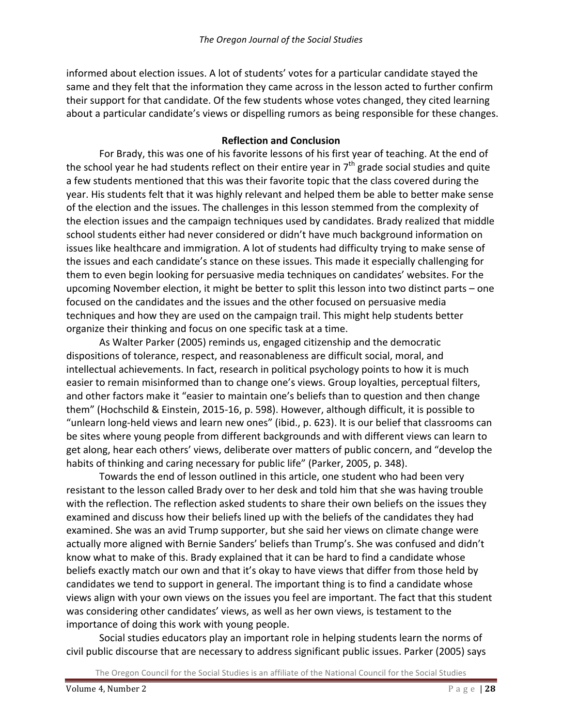informed about election issues. A lot of students' votes for a particular candidate stayed the same and they felt that the information they came across in the lesson acted to further confirm their support for that candidate. Of the few students whose votes changed, they cited learning about a particular candidate's views or dispelling rumors as being responsible for these changes.

## Reflection and Conclusion

For Brady, this was one of his favorite lessons of his first year of teaching. At the end of the school year he had students reflect on their entire year in 7th grade social studies and quite a few students mentioned that this was their favorite topic that the class covered during the year. His students felt that it was highly relevant and helped them be able to better make sense of the election and the issues. The challenges in this lesson stemmed from the complexity of the election issues and the campaign techniques used by candidates. Brady realized that middle school students either had never considered or didn't have much background information on issues like healthcare and immigration. A lot of students had difficulty trying to make sense of the issues and each candidate's stance on these issues. This made it especially challenging for them to even begin looking for persuasive media techniques on candidates' websites. For the upcoming November election, it might be better to split this lesson into two distinct parts – one focused on the candidates and the issues and the other focused on persuasive media techniques and how they are used on the campaign trail. This might help students better organize their thinking and focus on one specific task at a time.

As Walter Parker (2005) reminds us, engaged citizenship and the democratic dispositions of tolerance, respect, and reasonableness are difficult social, moral, and intellectual achievements. In fact, research in political psychology points to how it is much easier to remain misinformed than to change one's views. Group loyalties, perceptual filters, and other factors make it "easier to maintain one's beliefs than to question and then change them" (Hochschild & Einstein, 2015-16, p. 598). However, although difficult, it is possible to "unlearn long-held views and learn new ones" (ibid., p. 623). It is our belief that classrooms can be sites where young people from different backgrounds and with different views can learn to get along, hear each others' views, deliberate over matters of public concern, and "develop the habits of thinking and caring necessary for public life" (Parker, 2005, p. 348).

Towards the end of lesson outlined in this article, one student who had been very resistant to the lesson called Brady over to her desk and told him that she was having trouble with the reflection. The reflection asked students to share their own beliefs on the issues they examined and discuss how their beliefs lined up with the beliefs of the candidates they had examined. She was an avid Trump supporter, but she said her views on climate change were actually more aligned with Bernie Sanders' beliefs than Trump's. She was confused and didn't know what to make of this. Brady explained that it can be hard to find a candidate whose beliefs exactly match our own and that it's okay to have views that differ from those held by candidates we tend to support in general. The important thing is to find a candidate whose views align with your own views on the issues you feel are important. The fact that this student was considering other candidates' views, as well as her own views, is testament to the importance of doing this work with young people.

Social studies educators play an important role in helping students learn the norms of civil public discourse that are necessary to address significant public issues. Parker (2005) says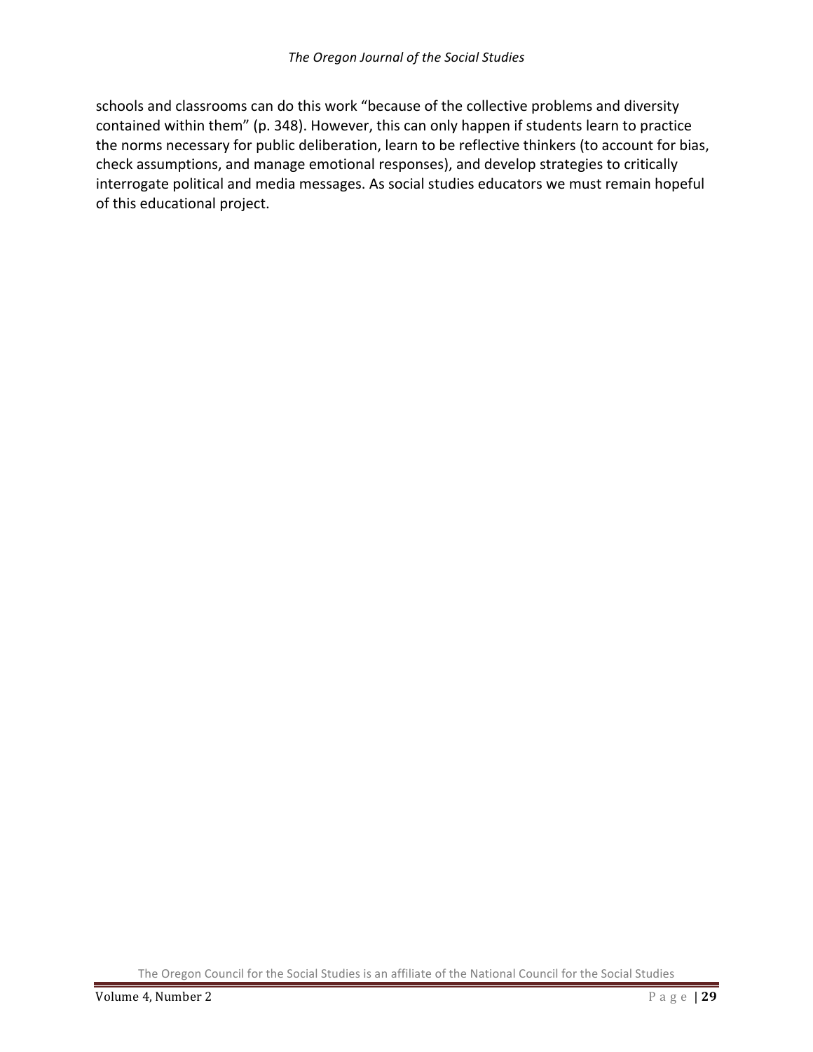schools and classrooms can do this work "because of the collective problems and diversity contained within them" (p. 348). However, this can only happen if students learn to practice the norms necessary for public deliberation, learn to be reflective thinkers (to account for bias, check assumptions, and manage emotional responses), and develop strategies to critically interrogate political and media messages. As social studies educators we must remain hopeful of this educational project.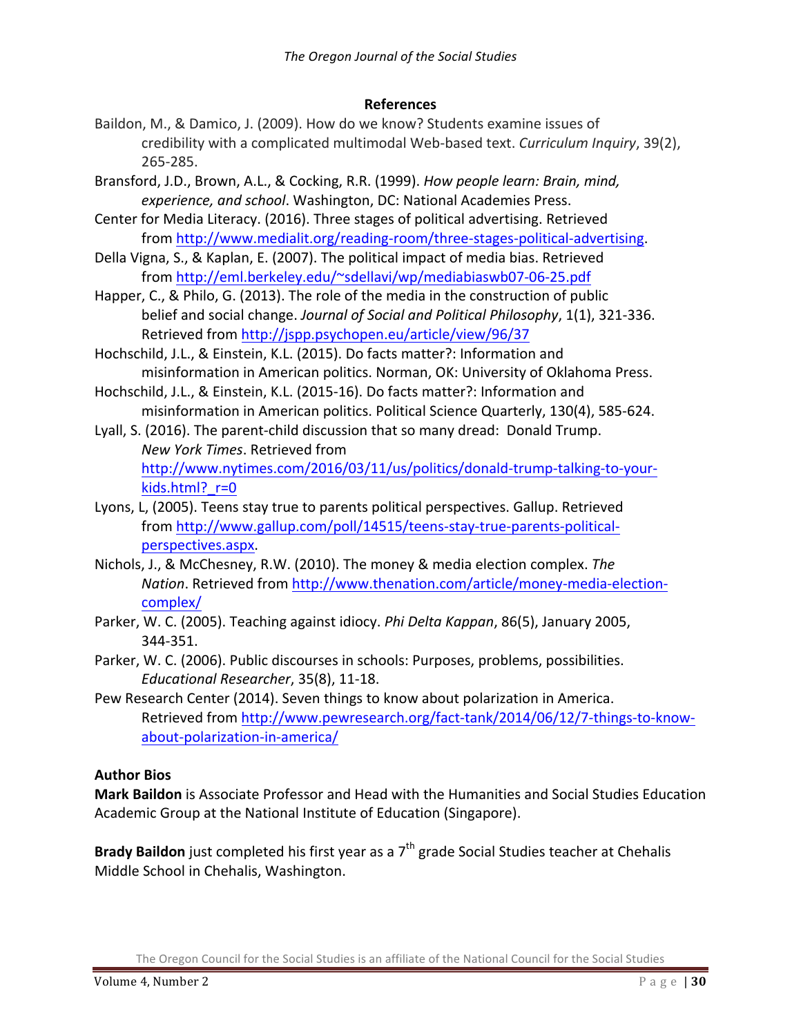## References

Baildon, M., & Damico, J. (2009). How do we know? Students examine issues of credibility with a complicated multimodal Web-based text. *Curriculum Inquiry*, 39(2), 265-285.

Bransford, J.D., Brown, A.L., & Cocking, R.R. (1999). *How people learn: Brain, mind, experience, and school*. Washington, DC: National Academies Press.

Center for Media Literacy. (2016). Three stages of political advertising. Retrieved from http://www.medialit.org/reading-room/three-stages-political-advertising.

Della Vigna, S., & Kaplan, E. (2007). The political impact of media bias. Retrieved from http://eml.berkeley.edu/~sdellavi/wp/mediabiaswb07-06-25.pdf

Happer, C., & Philo, G. (2013). The role of the media in the construction of public belief and social change. *Journal of Social and Political Philosophy*, 1(1), 321-336. Retrieved from http://jspp.psychopen.eu/article/view/96/37

Hochschild, J.L., & Einstein, K.L. (2015). Do facts matter?: Information and misinformation in American politics. Norman, OK: University of Oklahoma Press.

Hochschild, J.L., & Einstein, K.L. (2015-16). Do facts matter?: Information and misinformation in American politics. Political Science Quarterly, 130(4), 585-624.

Lyall, S. (2016). The parent-child discussion that so many dread: Donald Trump. *New York Times*. Retrieved from http://www.nytimes.com/2016/03/11/us/politics/donald-trump-talking-to-your-kids.html?_r=0

Lyons, L, (2005). Teens stay true to parents political perspectives. Gallup. Retrieved from http://www.gallup.com/poll/14515/teens-stay-true-parents-political-perspectives.aspx.

Nichols, J., & McChesney, R.W. (2010). The money & media election complex. *The Nation*. Retrieved from http://www.thenation.com/article/money-media-election-complex/

Parker, W. C. (2005). Teaching against idiocy. *Phi Delta Kappan*, 86(5), January 2005, 344-351.

Parker, W. C. (2006). Public discourses in schools: Purposes, problems, possibilities. *Educational Researcher*, 35(8), 11-18.

Pew Research Center (2014). Seven things to know about polarization in America. Retrieved from http://www.pewresearch.org/fact-tank/2014/06/12/7-things-to-know-about-polarization-in-america/

## Author Bios

**Mark Baildon** is Associate Professor and Head with the Humanities and Social Studies Education Academic Group at the National Institute of Education (Singapore).

**Brady Baildon** just completed his first year as a 7th grade Social Studies teacher at Chehalis Middle School in Chehalis, Washington.